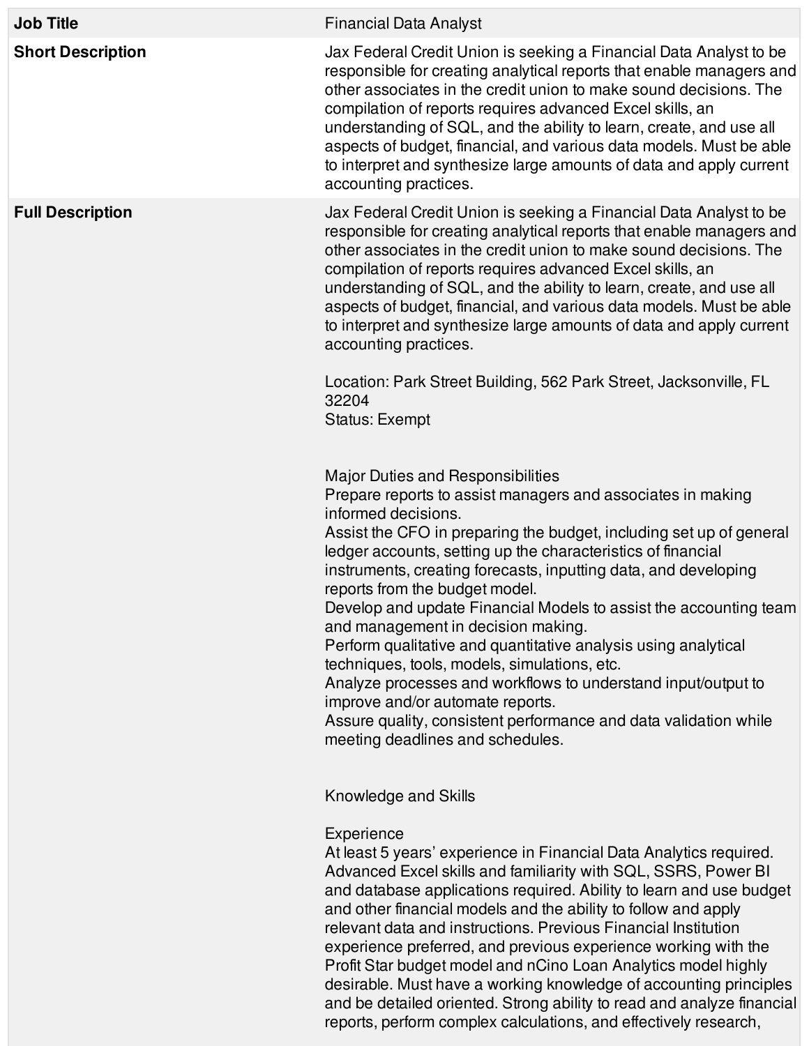| Job Title | Financial Data Analyst |
| --- | --- |
| **Short Description** | Jax Federal Credit Union is seeking a Financial Data Analyst to be responsible for creating analytical reports that enable managers and other associates in the credit union to make sound decisions. The compilation of reports requires advanced Excel skills, an understanding of SQL, and the ability to learn, create, and use all aspects of budget, financial, and various data models. Must be able to interpret and synthesize large amounts of data and apply current accounting practices. |
| **Full Description** | Jax Federal Credit Union is seeking a Financial Data Analyst to be responsible for creating analytical reports that enable managers and other associates in the credit union to make sound decisions. The compilation of reports requires advanced Excel skills, an understanding of SQL, and the ability to learn, create, and use all aspects of budget, financial, and various data models. Must be able to interpret and synthesize large amounts of data and apply current accounting practices.<br><br>Location: Park Street Building, 562 Park Street, Jacksonville, FL 32204<br>Status: Exempt<br><br><br>Major Duties and Responsibilities<br>Prepare reports to assist managers and associates in making informed decisions.<br>Assist the CFO in preparing the budget, including set up of general ledger accounts, setting up the characteristics of financial instruments, creating forecasts, inputting data, and developing reports from the budget model.<br>Develop and update Financial Models to assist the accounting team and management in decision making.<br>Perform qualitative and quantitative analysis using analytical techniques, tools, models, simulations, etc.<br>Analyze processes and workflows to understand input/output to improve and/or automate reports.<br>Assure quality, consistent performance and data validation while meeting deadlines and schedules.<br><br><br>Knowledge and Skills<br><br>Experience<br>At least 5 years' experience in Financial Data Analytics required. Advanced Excel skills and familiarity with SQL, SSRS, Power BI and database applications required. Ability to learn and use budget and other financial models and the ability to follow and apply relevant data and instructions. Previous Financial Institution experience preferred, and previous experience working with the Profit Star budget model and nCino Loan Analytics model highly desirable. Must have a working knowledge of accounting principles and be detailed oriented. Strong ability to read and analyze financial reports, perform complex calculations, and effectively research, |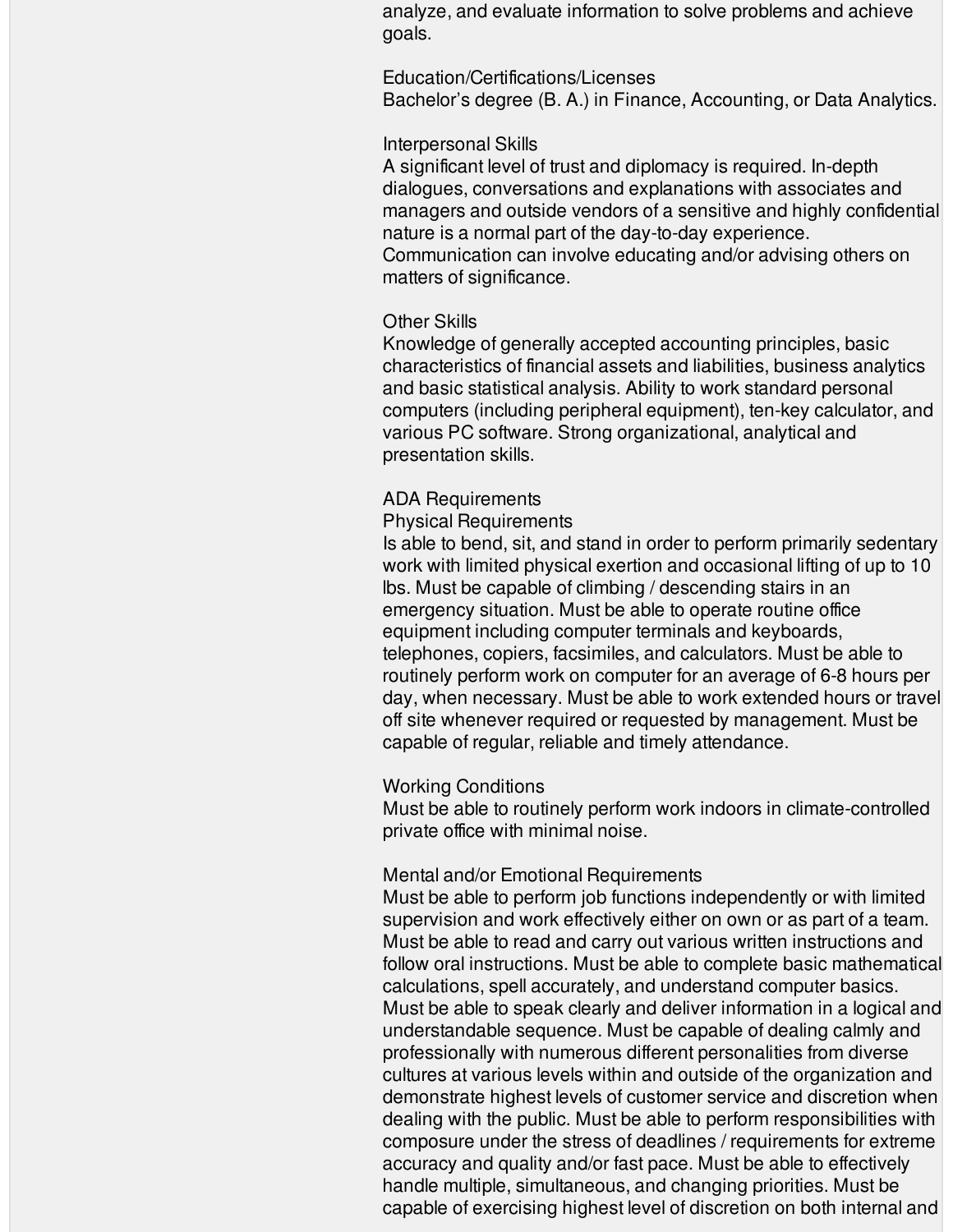analyze, and evaluate information to solve problems and achieve goals.

Education/Certifications/Licenses
Bachelor's degree (B. A.) in Finance, Accounting, or Data Analytics.

Interpersonal Skills
A significant level of trust and diplomacy is required. In-depth dialogues, conversations and explanations with associates and managers and outside vendors of a sensitive and highly confidential nature is a normal part of the day-to-day experience. Communication can involve educating and/or advising others on matters of significance.

Other Skills
Knowledge of generally accepted accounting principles, basic characteristics of financial assets and liabilities, business analytics and basic statistical analysis. Ability to work standard personal computers (including peripheral equipment), ten-key calculator, and various PC software. Strong organizational, analytical and presentation skills.

ADA Requirements
Physical Requirements
Is able to bend, sit, and stand in order to perform primarily sedentary work with limited physical exertion and occasional lifting of up to 10 lbs. Must be capable of climbing / descending stairs in an emergency situation. Must be able to operate routine office equipment including computer terminals and keyboards, telephones, copiers, facsimiles, and calculators. Must be able to routinely perform work on computer for an average of 6-8 hours per day, when necessary. Must be able to work extended hours or travel off site whenever required or requested by management. Must be capable of regular, reliable and timely attendance.

Working Conditions
Must be able to routinely perform work indoors in climate-controlled private office with minimal noise.

Mental and/or Emotional Requirements
Must be able to perform job functions independently or with limited supervision and work effectively either on own or as part of a team. Must be able to read and carry out various written instructions and follow oral instructions. Must be able to complete basic mathematical calculations, spell accurately, and understand computer basics. Must be able to speak clearly and deliver information in a logical and understandable sequence. Must be capable of dealing calmly and professionally with numerous different personalities from diverse cultures at various levels within and outside of the organization and demonstrate highest levels of customer service and discretion when dealing with the public. Must be able to perform responsibilities with composure under the stress of deadlines / requirements for extreme accuracy and quality and/or fast pace. Must be able to effectively handle multiple, simultaneous, and changing priorities. Must be capable of exercising highest level of discretion on both internal and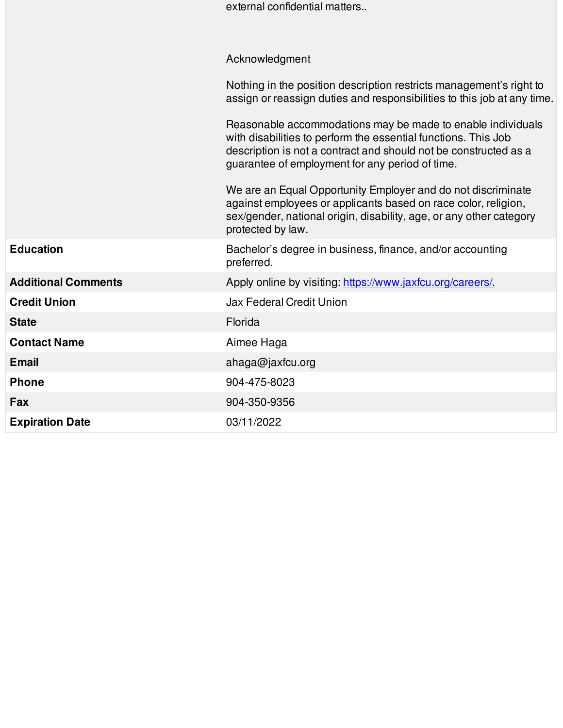| | |
|---|---|
| | external confidential matters..<br><br>Acknowledgment<br><br>Nothing in the position description restricts management's right to assign or reassign duties and responsibilities to this job at any time.<br><br>Reasonable accommodations may be made to enable individuals with disabilities to perform the essential functions. This Job description is not a contract and should not be constructed as a guarantee of employment for any period of time.<br><br>We are an Equal Opportunity Employer and do not discriminate against employees or applicants based on race color, religion, sex/gender, national origin, disability, age, or any other category protected by law. |
| **Education** | Bachelor's degree in business, finance, and/or accounting preferred. |
| **Additional Comments** | Apply online by visiting: [https://www.jaxfcu.org/careers/.](https://www.jaxfcu.org/careers/) |
| **Credit Union** | Jax Federal Credit Union |
| **State** | Florida |
| **Contact Name** | Aimee Haga |
| **Email** | ahaga@jaxfcu.org |
| **Phone** | 904-475-8023 |
| **Fax** | 904-350-9356 |
| **Expiration Date** | 03/11/2022 |